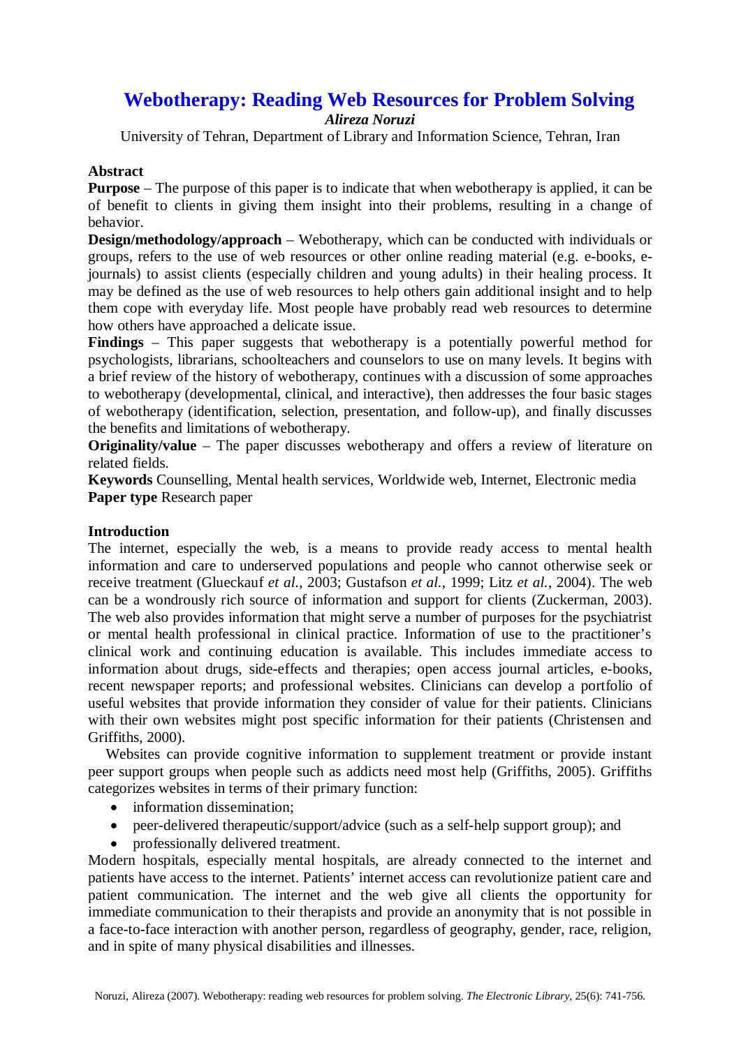# Webotherapy: Reading Web Resources for Problem Solving

***Alireza Noruzi***

University of Tehran, Department of Library and Information Science, Tehran, Iran

## Abstract

**Purpose** – The purpose of this paper is to indicate that when webotherapy is applied, it can be of benefit to clients in giving them insight into their problems, resulting in a change of behavior.

**Design/methodology/approach** – Webotherapy, which can be conducted with individuals or groups, refers to the use of web resources or other online reading material (e.g. e-books, e-journals) to assist clients (especially children and young adults) in their healing process. It may be defined as the use of web resources to help others gain additional insight and to help them cope with everyday life. Most people have probably read web resources to determine how others have approached a delicate issue.

**Findings** – This paper suggests that webotherapy is a potentially powerful method for psychologists, librarians, schoolteachers and counselors to use on many levels. It begins with a brief review of the history of webotherapy, continues with a discussion of some approaches to webotherapy (developmental, clinical, and interactive), then addresses the four basic stages of webotherapy (identification, selection, presentation, and follow-up), and finally discusses the benefits and limitations of webotherapy.

**Originality/value** – The paper discusses webotherapy and offers a review of literature on related fields.

**Keywords** Counselling, Mental health services, Worldwide web, Internet, Electronic media

**Paper type** Research paper

## Introduction

The internet, especially the web, is a means to provide ready access to mental health information and care to underserved populations and people who cannot otherwise seek or receive treatment (Glueckauf *et al.*, 2003; Gustafson *et al.*, 1999; Litz *et al.*, 2004). The web can be a wondrously rich source of information and support for clients (Zuckerman, 2003). The web also provides information that might serve a number of purposes for the psychiatrist or mental health professional in clinical practice. Information of use to the practitioner's clinical work and continuing education is available. This includes immediate access to information about drugs, side-effects and therapies; open access journal articles, e-books, recent newspaper reports; and professional websites. Clinicians can develop a portfolio of useful websites that provide information they consider of value for their patients. Clinicians with their own websites might post specific information for their patients (Christensen and Griffiths, 2000).

Websites can provide cognitive information to supplement treatment or provide instant peer support groups when people such as addicts need most help (Griffiths, 2005). Griffiths categorizes websites in terms of their primary function:

- information dissemination;
- peer-delivered therapeutic/support/advice (such as a self-help support group); and
- professionally delivered treatment.

Modern hospitals, especially mental hospitals, are already connected to the internet and patients have access to the internet. Patients' internet access can revolutionize patient care and patient communication. The internet and the web give all clients the opportunity for immediate communication to their therapists and provide an anonymity that is not possible in a face-to-face interaction with another person, regardless of geography, gender, race, religion, and in spite of many physical disabilities and illnesses.

Noruzi, Alireza (2007). Webotherapy: reading web resources for problem solving. *The Electronic Library*, 25(6): 741-756.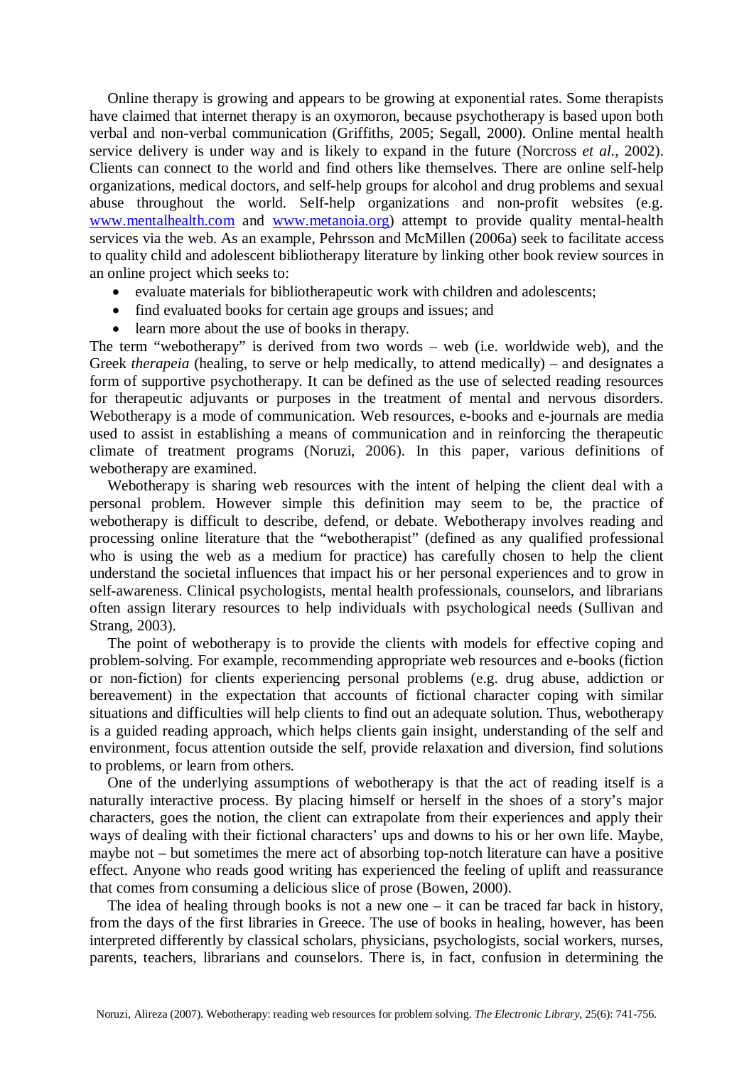Online therapy is growing and appears to be growing at exponential rates. Some therapists have claimed that internet therapy is an oxymoron, because psychotherapy is based upon both verbal and non-verbal communication (Griffiths, 2005; Segall, 2000). Online mental health service delivery is under way and is likely to expand in the future (Norcross *et al.*, 2002). Clients can connect to the world and find others like themselves. There are online self-help organizations, medical doctors, and self-help groups for alcohol and drug problems and sexual abuse throughout the world. Self-help organizations and non-profit websites (e.g. [www.mentalhealth.com](http://www.mentalhealth.com) and [www.metanoia.org](http://www.metanoia.org)) attempt to provide quality mental-health services via the web. As an example, Pehrsson and McMillen (2006a) seek to facilitate access to quality child and adolescent bibliotherapy literature by linking other book review sources in an online project which seeks to:

- evaluate materials for bibliotherapeutic work with children and adolescents;
- find evaluated books for certain age groups and issues; and
- learn more about the use of books in therapy.

The term "webotherapy" is derived from two words – web (i.e. worldwide web), and the Greek *therapeia* (healing, to serve or help medically, to attend medically) – and designates a form of supportive psychotherapy. It can be defined as the use of selected reading resources for therapeutic adjuvants or purposes in the treatment of mental and nervous disorders. Webotherapy is a mode of communication. Web resources, e-books and e-journals are media used to assist in establishing a means of communication and in reinforcing the therapeutic climate of treatment programs (Noruzi, 2006). In this paper, various definitions of webotherapy are examined.

Webotherapy is sharing web resources with the intent of helping the client deal with a personal problem. However simple this definition may seem to be, the practice of webotherapy is difficult to describe, defend, or debate. Webotherapy involves reading and processing online literature that the "webotherapist" (defined as any qualified professional who is using the web as a medium for practice) has carefully chosen to help the client understand the societal influences that impact his or her personal experiences and to grow in self-awareness. Clinical psychologists, mental health professionals, counselors, and librarians often assign literary resources to help individuals with psychological needs (Sullivan and Strang, 2003).

The point of webotherapy is to provide the clients with models for effective coping and problem-solving. For example, recommending appropriate web resources and e-books (fiction or non-fiction) for clients experiencing personal problems (e.g. drug abuse, addiction or bereavement) in the expectation that accounts of fictional character coping with similar situations and difficulties will help clients to find out an adequate solution. Thus, webotherapy is a guided reading approach, which helps clients gain insight, understanding of the self and environment, focus attention outside the self, provide relaxation and diversion, find solutions to problems, or learn from others.

One of the underlying assumptions of webotherapy is that the act of reading itself is a naturally interactive process. By placing himself or herself in the shoes of a story's major characters, goes the notion, the client can extrapolate from their experiences and apply their ways of dealing with their fictional characters' ups and downs to his or her own life. Maybe, maybe not – but sometimes the mere act of absorbing top-notch literature can have a positive effect. Anyone who reads good writing has experienced the feeling of uplift and reassurance that comes from consuming a delicious slice of prose (Bowen, 2000).

The idea of healing through books is not a new one – it can be traced far back in history, from the days of the first libraries in Greece. The use of books in healing, however, has been interpreted differently by classical scholars, physicians, psychologists, social workers, nurses, parents, teachers, librarians and counselors. There is, in fact, confusion in determining the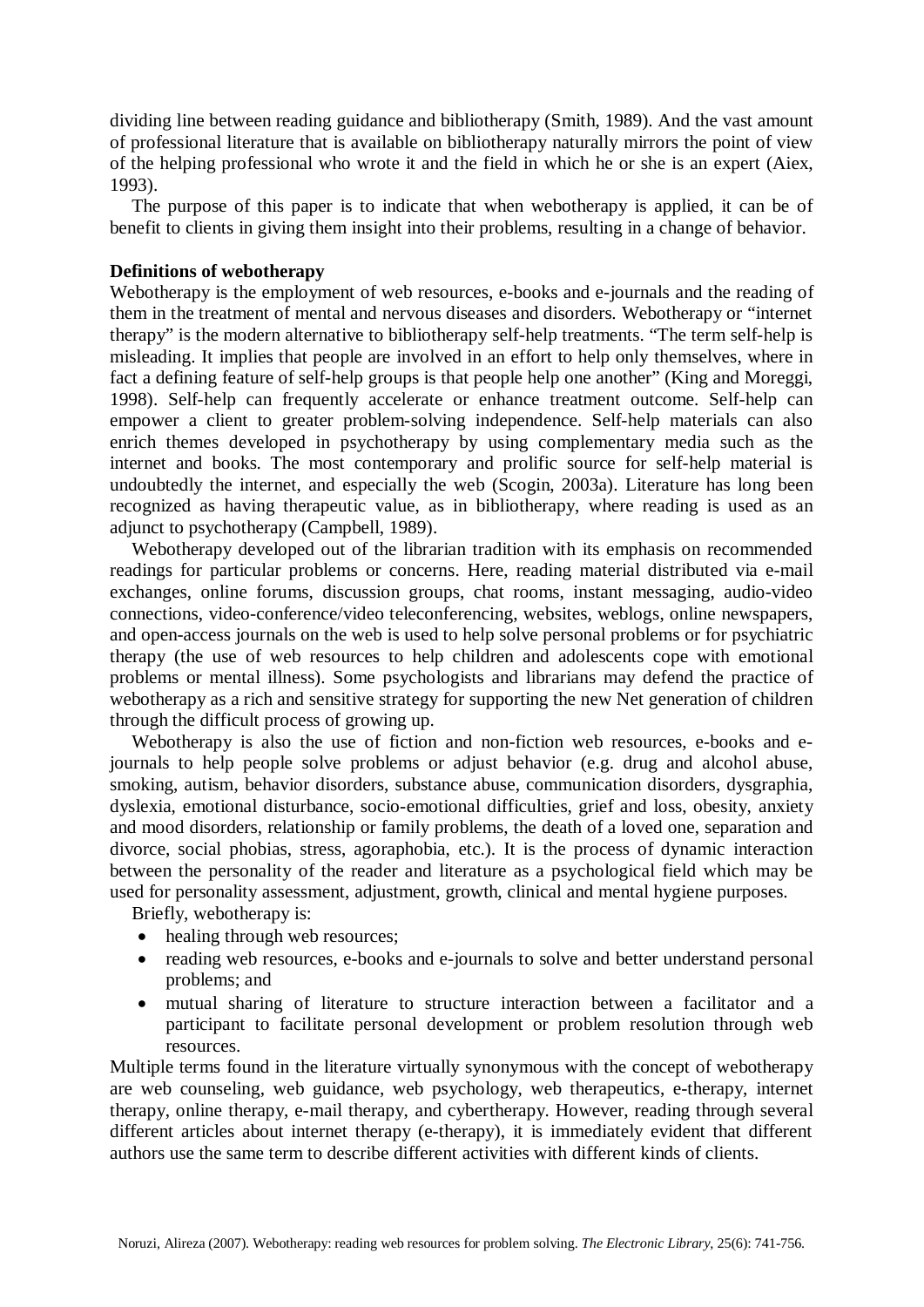dividing line between reading guidance and bibliotherapy (Smith, 1989). And the vast amount of professional literature that is available on bibliotherapy naturally mirrors the point of view of the helping professional who wrote it and the field in which he or she is an expert (Aiex, 1993).

The purpose of this paper is to indicate that when webotherapy is applied, it can be of benefit to clients in giving them insight into their problems, resulting in a change of behavior.

**Definitions of webotherapy**

Webotherapy is the employment of web resources, e-books and e-journals and the reading of them in the treatment of mental and nervous diseases and disorders. Webotherapy or "internet therapy" is the modern alternative to bibliotherapy self-help treatments. "The term self-help is misleading. It implies that people are involved in an effort to help only themselves, where in fact a defining feature of self-help groups is that people help one another" (King and Moreggi, 1998). Self-help can frequently accelerate or enhance treatment outcome. Self-help can empower a client to greater problem-solving independence. Self-help materials can also enrich themes developed in psychotherapy by using complementary media such as the internet and books. The most contemporary and prolific source for self-help material is undoubtedly the internet, and especially the web (Scogin, 2003a). Literature has long been recognized as having therapeutic value, as in bibliotherapy, where reading is used as an adjunct to psychotherapy (Campbell, 1989).

Webotherapy developed out of the librarian tradition with its emphasis on recommended readings for particular problems or concerns. Here, reading material distributed via e-mail exchanges, online forums, discussion groups, chat rooms, instant messaging, audio-video connections, video-conference/video teleconferencing, websites, weblogs, online newspapers, and open-access journals on the web is used to help solve personal problems or for psychiatric therapy (the use of web resources to help children and adolescents cope with emotional problems or mental illness). Some psychologists and librarians may defend the practice of webotherapy as a rich and sensitive strategy for supporting the new Net generation of children through the difficult process of growing up.

Webotherapy is also the use of fiction and non-fiction web resources, e-books and e-journals to help people solve problems or adjust behavior (e.g. drug and alcohol abuse, smoking, autism, behavior disorders, substance abuse, communication disorders, dysgraphia, dyslexia, emotional disturbance, socio-emotional difficulties, grief and loss, obesity, anxiety and mood disorders, relationship or family problems, the death of a loved one, separation and divorce, social phobias, stress, agoraphobia, etc.). It is the process of dynamic interaction between the personality of the reader and literature as a psychological field which may be used for personality assessment, adjustment, growth, clinical and mental hygiene purposes.

Briefly, webotherapy is:

- healing through web resources;
- reading web resources, e-books and e-journals to solve and better understand personal problems; and
- mutual sharing of literature to structure interaction between a facilitator and a participant to facilitate personal development or problem resolution through web resources.

Multiple terms found in the literature virtually synonymous with the concept of webotherapy are web counseling, web guidance, web psychology, web therapeutics, e-therapy, internet therapy, online therapy, e-mail therapy, and cybertherapy. However, reading through several different articles about internet therapy (e-therapy), it is immediately evident that different authors use the same term to describe different activities with different kinds of clients.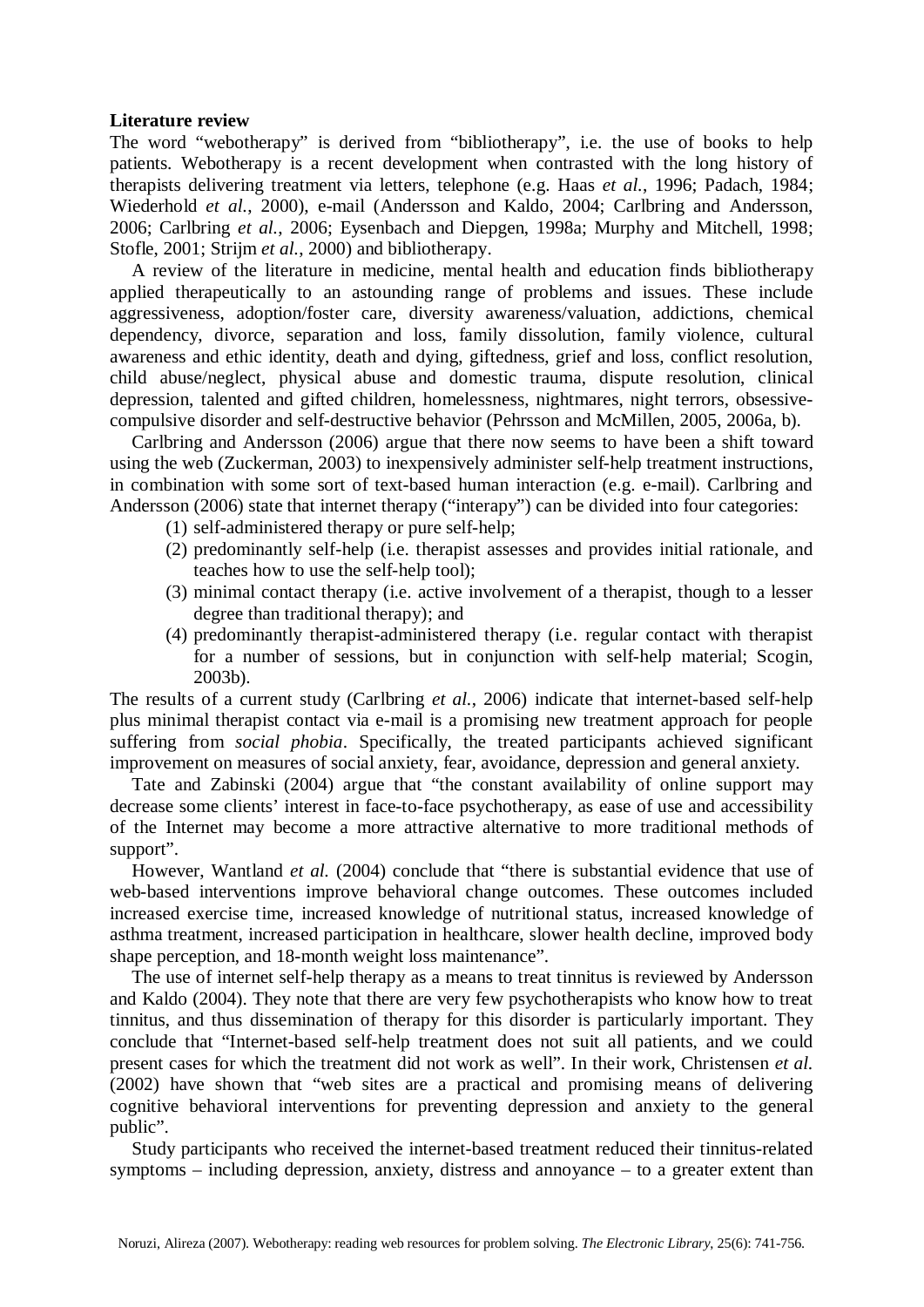**Literature review**

The word "webotherapy" is derived from "bibliotherapy", i.e. the use of books to help patients. Webotherapy is a recent development when contrasted with the long history of therapists delivering treatment via letters, telephone (e.g. Haas *et al.*, 1996; Padach, 1984; Wiederhold *et al.*, 2000), e-mail (Andersson and Kaldo, 2004; Carlbring and Andersson, 2006; Carlbring *et al.*, 2006; Eysenbach and Diepgen, 1998a; Murphy and Mitchell, 1998; Stofle, 2001; Strijm *et al.*, 2000) and bibliotherapy.

A review of the literature in medicine, mental health and education finds bibliotherapy applied therapeutically to an astounding range of problems and issues. These include aggressiveness, adoption/foster care, diversity awareness/valuation, addictions, chemical dependency, divorce, separation and loss, family dissolution, family violence, cultural awareness and ethic identity, death and dying, giftedness, grief and loss, conflict resolution, child abuse/neglect, physical abuse and domestic trauma, dispute resolution, clinical depression, talented and gifted children, homelessness, nightmares, night terrors, obsessive-compulsive disorder and self-destructive behavior (Pehrsson and McMillen, 2005, 2006a, b).

Carlbring and Andersson (2006) argue that there now seems to have been a shift toward using the web (Zuckerman, 2003) to inexpensively administer self-help treatment instructions, in combination with some sort of text-based human interaction (e.g. e-mail). Carlbring and Andersson (2006) state that internet therapy ("interapy") can be divided into four categories:

(1) self-administered therapy or pure self-help;
(2) predominantly self-help (i.e. therapist assesses and provides initial rationale, and teaches how to use the self-help tool);
(3) minimal contact therapy (i.e. active involvement of a therapist, though to a lesser degree than traditional therapy); and
(4) predominantly therapist-administered therapy (i.e. regular contact with therapist for a number of sessions, but in conjunction with self-help material; Scogin, 2003b).

The results of a current study (Carlbring *et al.*, 2006) indicate that internet-based self-help plus minimal therapist contact via e-mail is a promising new treatment approach for people suffering from *social phobia*. Specifically, the treated participants achieved significant improvement on measures of social anxiety, fear, avoidance, depression and general anxiety.

Tate and Zabinski (2004) argue that "the constant availability of online support may decrease some clients' interest in face-to-face psychotherapy, as ease of use and accessibility of the Internet may become a more attractive alternative to more traditional methods of support".

However, Wantland *et al.* (2004) conclude that "there is substantial evidence that use of web-based interventions improve behavioral change outcomes. These outcomes included increased exercise time, increased knowledge of nutritional status, increased knowledge of asthma treatment, increased participation in healthcare, slower health decline, improved body shape perception, and 18-month weight loss maintenance".

The use of internet self-help therapy as a means to treat tinnitus is reviewed by Andersson and Kaldo (2004). They note that there are very few psychotherapists who know how to treat tinnitus, and thus dissemination of therapy for this disorder is particularly important. They conclude that "Internet-based self-help treatment does not suit all patients, and we could present cases for which the treatment did not work as well". In their work, Christensen *et al.* (2002) have shown that "web sites are a practical and promising means of delivering cognitive behavioral interventions for preventing depression and anxiety to the general public".

Study participants who received the internet-based treatment reduced their tinnitus-related symptoms – including depression, anxiety, distress and annoyance – to a greater extent than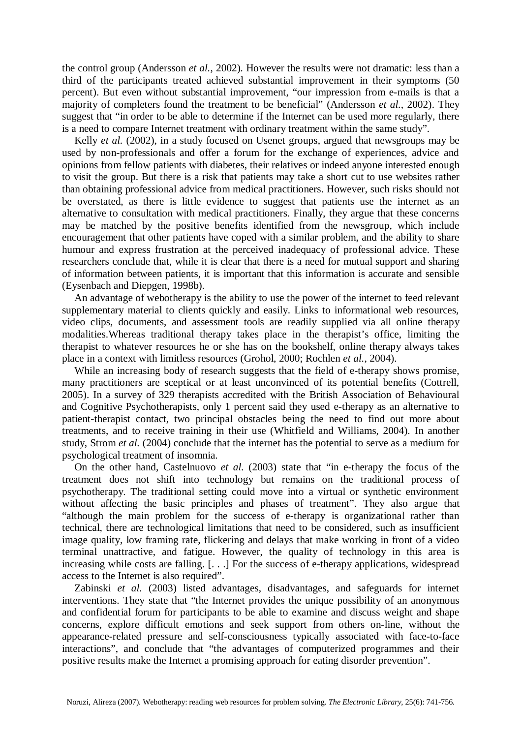the control group (Andersson *et al.*, 2002). However the results were not dramatic: less than a third of the participants treated achieved substantial improvement in their symptoms (50 percent). But even without substantial improvement, "our impression from e-mails is that a majority of completers found the treatment to be beneficial" (Andersson *et al.*, 2002). They suggest that "in order to be able to determine if the Internet can be used more regularly, there is a need to compare Internet treatment with ordinary treatment within the same study".

Kelly *et al.* (2002), in a study focused on Usenet groups, argued that newsgroups may be used by non-professionals and offer a forum for the exchange of experiences, advice and opinions from fellow patients with diabetes, their relatives or indeed anyone interested enough to visit the group. But there is a risk that patients may take a short cut to use websites rather than obtaining professional advice from medical practitioners. However, such risks should not be overstated, as there is little evidence to suggest that patients use the internet as an alternative to consultation with medical practitioners. Finally, they argue that these concerns may be matched by the positive benefits identified from the newsgroup, which include encouragement that other patients have coped with a similar problem, and the ability to share humour and express frustration at the perceived inadequacy of professional advice. These researchers conclude that, while it is clear that there is a need for mutual support and sharing of information between patients, it is important that this information is accurate and sensible (Eysenbach and Diepgen, 1998b).

An advantage of webotherapy is the ability to use the power of the internet to feed relevant supplementary material to clients quickly and easily. Links to informational web resources, video clips, documents, and assessment tools are readily supplied via all online therapy modalities.Whereas traditional therapy takes place in the therapist's office, limiting the therapist to whatever resources he or she has on the bookshelf, online therapy always takes place in a context with limitless resources (Grohol, 2000; Rochlen *et al.*, 2004).

While an increasing body of research suggests that the field of e-therapy shows promise, many practitioners are sceptical or at least unconvinced of its potential benefits (Cottrell, 2005). In a survey of 329 therapists accredited with the British Association of Behavioural and Cognitive Psychotherapists, only 1 percent said they used e-therapy as an alternative to patient-therapist contact, two principal obstacles being the need to find out more about treatments, and to receive training in their use (Whitfield and Williams, 2004). In another study, Strom *et al.* (2004) conclude that the internet has the potential to serve as a medium for psychological treatment of insomnia.

On the other hand, Castelnuovo *et al.* (2003) state that "in e-therapy the focus of the treatment does not shift into technology but remains on the traditional process of psychotherapy. The traditional setting could move into a virtual or synthetic environment without affecting the basic principles and phases of treatment". They also argue that "although the main problem for the success of e-therapy is organizational rather than technical, there are technological limitations that need to be considered, such as insufficient image quality, low framing rate, flickering and delays that make working in front of a video terminal unattractive, and fatigue. However, the quality of technology in this area is increasing while costs are falling. [. . .] For the success of e-therapy applications, widespread access to the Internet is also required".

Zabinski *et al.* (2003) listed advantages, disadvantages, and safeguards for internet interventions. They state that "the Internet provides the unique possibility of an anonymous and confidential forum for participants to be able to examine and discuss weight and shape concerns, explore difficult emotions and seek support from others on-line, without the appearance-related pressure and self-consciousness typically associated with face-to-face interactions", and conclude that "the advantages of computerized programmes and their positive results make the Internet a promising approach for eating disorder prevention".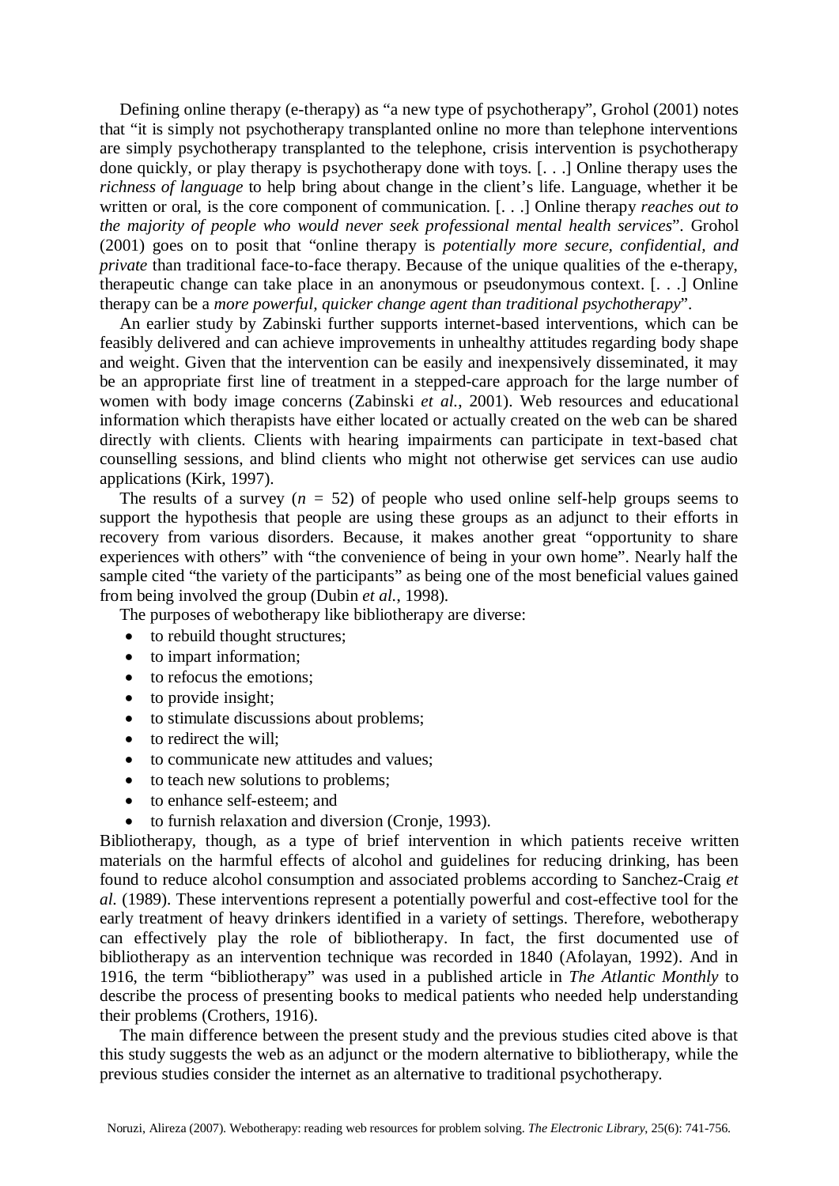Defining online therapy (e-therapy) as "a new type of psychotherapy", Grohol (2001) notes that "it is simply not psychotherapy transplanted online no more than telephone interventions are simply psychotherapy transplanted to the telephone, crisis intervention is psychotherapy done quickly, or play therapy is psychotherapy done with toys. [. . .] Online therapy uses the *richness of language* to help bring about change in the client's life. Language, whether it be written or oral, is the core component of communication. [. . .] Online therapy *reaches out to the majority of people who would never seek professional mental health services*". Grohol (2001) goes on to posit that "online therapy is *potentially more secure, confidential, and private* than traditional face-to-face therapy. Because of the unique qualities of the e-therapy, therapeutic change can take place in an anonymous or pseudonymous context. [. . .] Online therapy can be a *more powerful, quicker change agent than traditional psychotherapy*".

An earlier study by Zabinski further supports internet-based interventions, which can be feasibly delivered and can achieve improvements in unhealthy attitudes regarding body shape and weight. Given that the intervention can be easily and inexpensively disseminated, it may be an appropriate first line of treatment in a stepped-care approach for the large number of women with body image concerns (Zabinski *et al.*, 2001). Web resources and educational information which therapists have either located or actually created on the web can be shared directly with clients. Clients with hearing impairments can participate in text-based chat counselling sessions, and blind clients who might not otherwise get services can use audio applications (Kirk, 1997).

The results of a survey ($n$ = 52) of people who used online self-help groups seems to support the hypothesis that people are using these groups as an adjunct to their efforts in recovery from various disorders. Because, it makes another great "opportunity to share experiences with others" with "the convenience of being in your own home". Nearly half the sample cited "the variety of the participants" as being one of the most beneficial values gained from being involved the group (Dubin *et al.*, 1998).

The purposes of webotherapy like bibliotherapy are diverse:

- to rebuild thought structures;
- to impart information;
- to refocus the emotions;
- to provide insight;
- to stimulate discussions about problems;
- to redirect the will;
- to communicate new attitudes and values;
- to teach new solutions to problems;
- to enhance self-esteem; and
- to furnish relaxation and diversion (Cronje, 1993).

Bibliotherapy, though, as a type of brief intervention in which patients receive written materials on the harmful effects of alcohol and guidelines for reducing drinking, has been found to reduce alcohol consumption and associated problems according to Sanchez-Craig *et al.* (1989). These interventions represent a potentially powerful and cost-effective tool for the early treatment of heavy drinkers identified in a variety of settings. Therefore, webotherapy can effectively play the role of bibliotherapy. In fact, the first documented use of bibliotherapy as an intervention technique was recorded in 1840 (Afolayan, 1992). And in 1916, the term "bibliotherapy" was used in a published article in *The Atlantic Monthly* to describe the process of presenting books to medical patients who needed help understanding their problems (Crothers, 1916).

The main difference between the present study and the previous studies cited above is that this study suggests the web as an adjunct or the modern alternative to bibliotherapy, while the previous studies consider the internet as an alternative to traditional psychotherapy.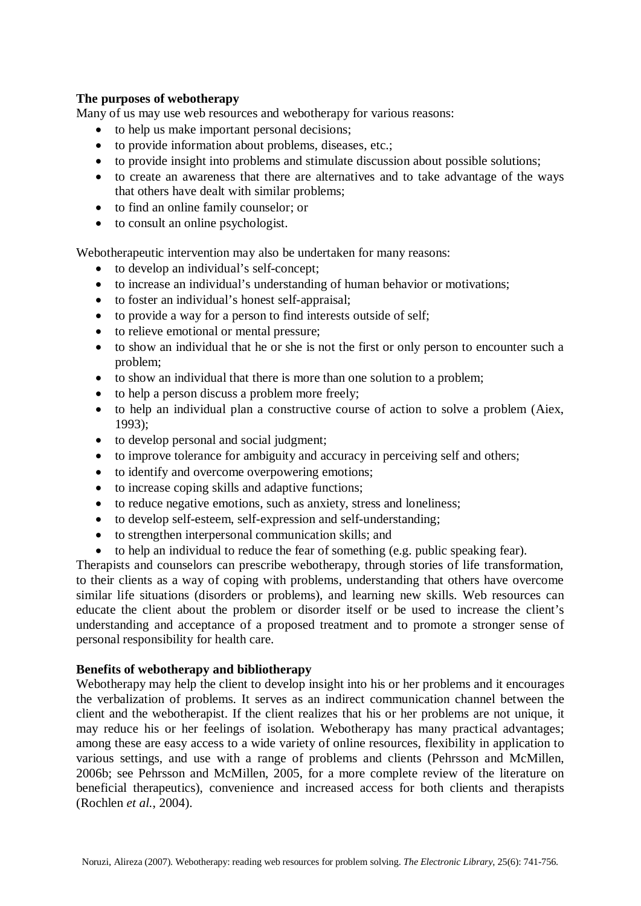**The purposes of webotherapy**

Many of us may use web resources and webotherapy for various reasons:

- to help us make important personal decisions;
- to provide information about problems, diseases, etc.;
- to provide insight into problems and stimulate discussion about possible solutions;
- to create an awareness that there are alternatives and to take advantage of the ways that others have dealt with similar problems;
- to find an online family counselor; or
- to consult an online psychologist.

Webotherapeutic intervention may also be undertaken for many reasons:

- to develop an individual's self-concept;
- to increase an individual's understanding of human behavior or motivations;
- to foster an individual's honest self-appraisal;
- to provide a way for a person to find interests outside of self;
- to relieve emotional or mental pressure;
- to show an individual that he or she is not the first or only person to encounter such a problem;
- to show an individual that there is more than one solution to a problem;
- to help a person discuss a problem more freely;
- to help an individual plan a constructive course of action to solve a problem (Aiex, 1993);
- to develop personal and social judgment;
- to improve tolerance for ambiguity and accuracy in perceiving self and others;
- to identify and overcome overpowering emotions;
- to increase coping skills and adaptive functions;
- to reduce negative emotions, such as anxiety, stress and loneliness;
- to develop self-esteem, self-expression and self-understanding;
- to strengthen interpersonal communication skills; and
- to help an individual to reduce the fear of something (e.g. public speaking fear).

Therapists and counselors can prescribe webotherapy, through stories of life transformation, to their clients as a way of coping with problems, understanding that others have overcome similar life situations (disorders or problems), and learning new skills. Web resources can educate the client about the problem or disorder itself or be used to increase the client's understanding and acceptance of a proposed treatment and to promote a stronger sense of personal responsibility for health care.

**Benefits of webotherapy and bibliotherapy**

Webotherapy may help the client to develop insight into his or her problems and it encourages the verbalization of problems. It serves as an indirect communication channel between the client and the webotherapist. If the client realizes that his or her problems are not unique, it may reduce his or her feelings of isolation. Webotherapy has many practical advantages; among these are easy access to a wide variety of online resources, flexibility in application to various settings, and use with a range of problems and clients (Pehrsson and McMillen, 2006b; see Pehrsson and McMillen, 2005, for a more complete review of the literature on beneficial therapeutics), convenience and increased access for both clients and therapists (Rochlen *et al.*, 2004).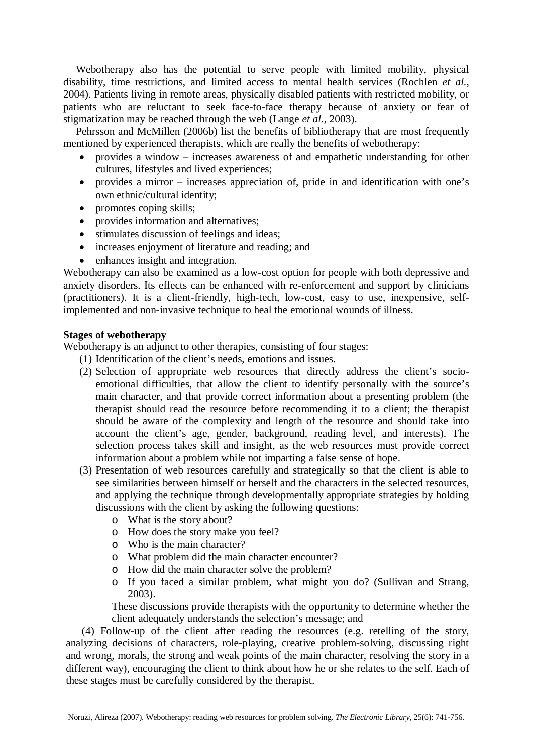Webotherapy also has the potential to serve people with limited mobility, physical disability, time restrictions, and limited access to mental health services (Rochlen *et al.*, 2004). Patients living in remote areas, physically disabled patients with restricted mobility, or patients who are reluctant to seek face-to-face therapy because of anxiety or fear of stigmatization may be reached through the web (Lange *et al.*, 2003).

Pehrsson and McMillen (2006b) list the benefits of bibliotherapy that are most frequently mentioned by experienced therapists, which are really the benefits of webotherapy:

- provides a window – increases awareness of and empathetic understanding for other cultures, lifestyles and lived experiences;
- provides a mirror – increases appreciation of, pride in and identification with one's own ethnic/cultural identity;
- promotes coping skills;
- provides information and alternatives;
- stimulates discussion of feelings and ideas;
- increases enjoyment of literature and reading; and
- enhances insight and integration.

Webotherapy can also be examined as a low-cost option for people with both depressive and anxiety disorders. Its effects can be enhanced with re-enforcement and support by clinicians (practitioners). It is a client-friendly, high-tech, low-cost, easy to use, inexpensive, self-implemented and non-invasive technique to heal the emotional wounds of illness.

**Stages of webotherapy**

Webotherapy is an adjunct to other therapies, consisting of four stages:

(1) Identification of the client's needs, emotions and issues.

(2) Selection of appropriate web resources that directly address the client's socio-emotional difficulties, that allow the client to identify personally with the source's main character, and that provide correct information about a presenting problem (the therapist should read the resource before recommending it to a client; the therapist should be aware of the complexity and length of the resource and should take into account the client's age, gender, background, reading level, and interests). The selection process takes skill and insight, as the web resources must provide correct information about a problem while not imparting a false sense of hope.

(3) Presentation of web resources carefully and strategically so that the client is able to see similarities between himself or herself and the characters in the selected resources, and applying the technique through developmentally appropriate strategies by holding discussions with the client by asking the following questions:

- What is the story about?
- How does the story make you feel?
- Who is the main character?
- What problem did the main character encounter?
- How did the main character solve the problem?
- If you faced a similar problem, what might you do? (Sullivan and Strang, 2003).

These discussions provide therapists with the opportunity to determine whether the client adequately understands the selection's message; and

(4) Follow-up of the client after reading the resources (e.g. retelling of the story, analyzing decisions of characters, role-playing, creative problem-solving, discussing right and wrong, morals, the strong and weak points of the main character, resolving the story in a different way), encouraging the client to think about how he or she relates to the self. Each of these stages must be carefully considered by the therapist.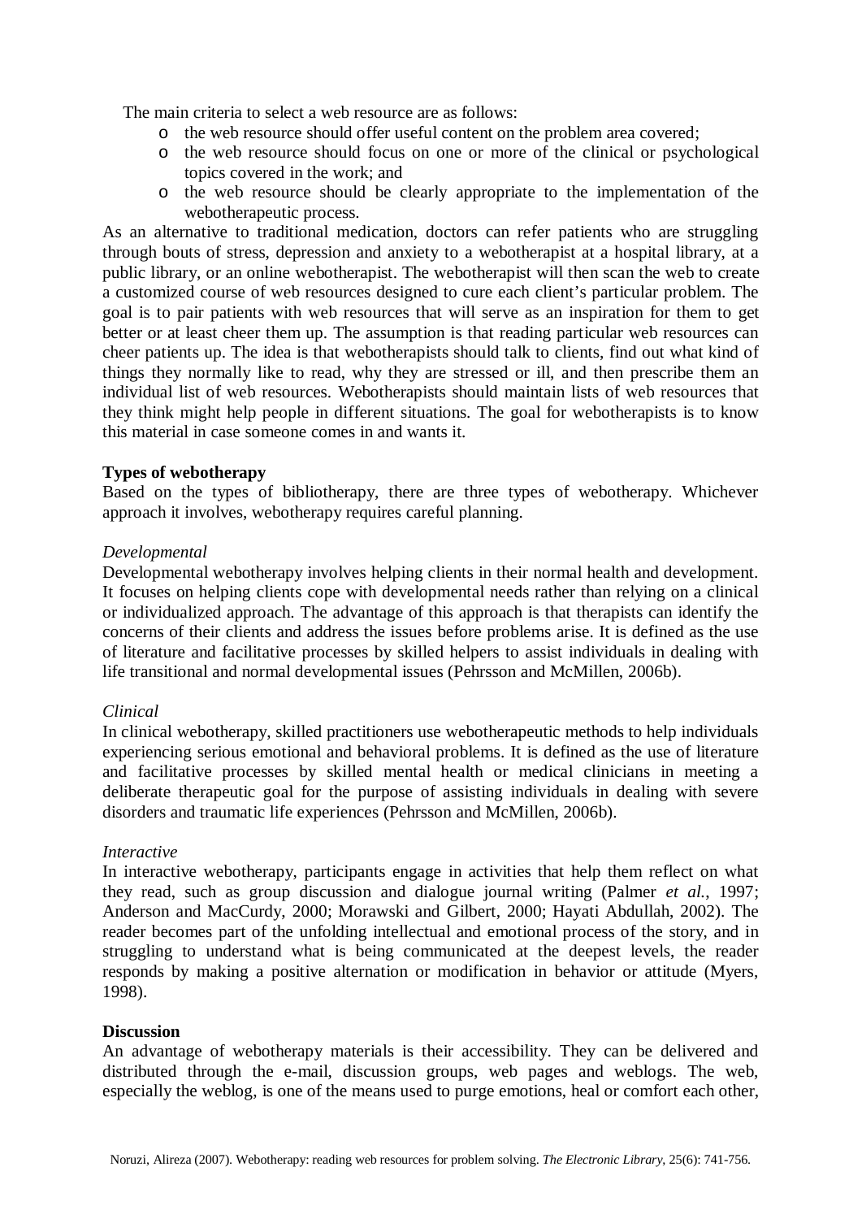The main criteria to select a web resource are as follows:

- the web resource should offer useful content on the problem area covered;
- the web resource should focus on one or more of the clinical or psychological topics covered in the work; and
- the web resource should be clearly appropriate to the implementation of the webotherapeutic process.

As an alternative to traditional medication, doctors can refer patients who are struggling through bouts of stress, depression and anxiety to a webotherapist at a hospital library, at a public library, or an online webotherapist. The webotherapist will then scan the web to create a customized course of web resources designed to cure each client's particular problem. The goal is to pair patients with web resources that will serve as an inspiration for them to get better or at least cheer them up. The assumption is that reading particular web resources can cheer patients up. The idea is that webotherapists should talk to clients, find out what kind of things they normally like to read, why they are stressed or ill, and then prescribe them an individual list of web resources. Webotherapists should maintain lists of web resources that they think might help people in different situations. The goal for webotherapists is to know this material in case someone comes in and wants it.

**Types of webotherapy**

Based on the types of bibliotherapy, there are three types of webotherapy. Whichever approach it involves, webotherapy requires careful planning.

*Developmental*

Developmental webotherapy involves helping clients in their normal health and development. It focuses on helping clients cope with developmental needs rather than relying on a clinical or individualized approach. The advantage of this approach is that therapists can identify the concerns of their clients and address the issues before problems arise. It is defined as the use of literature and facilitative processes by skilled helpers to assist individuals in dealing with life transitional and normal developmental issues (Pehrsson and McMillen, 2006b).

*Clinical*

In clinical webotherapy, skilled practitioners use webotherapeutic methods to help individuals experiencing serious emotional and behavioral problems. It is defined as the use of literature and facilitative processes by skilled mental health or medical clinicians in meeting a deliberate therapeutic goal for the purpose of assisting individuals in dealing with severe disorders and traumatic life experiences (Pehrsson and McMillen, 2006b).

*Interactive*

In interactive webotherapy, participants engage in activities that help them reflect on what they read, such as group discussion and dialogue journal writing (Palmer *et al.*, 1997; Anderson and MacCurdy, 2000; Morawski and Gilbert, 2000; Hayati Abdullah, 2002). The reader becomes part of the unfolding intellectual and emotional process of the story, and in struggling to understand what is being communicated at the deepest levels, the reader responds by making a positive alternation or modification in behavior or attitude (Myers, 1998).

**Discussion**

An advantage of webotherapy materials is their accessibility. They can be delivered and distributed through the e-mail, discussion groups, web pages and weblogs. The web, especially the weblog, is one of the means used to purge emotions, heal or comfort each other,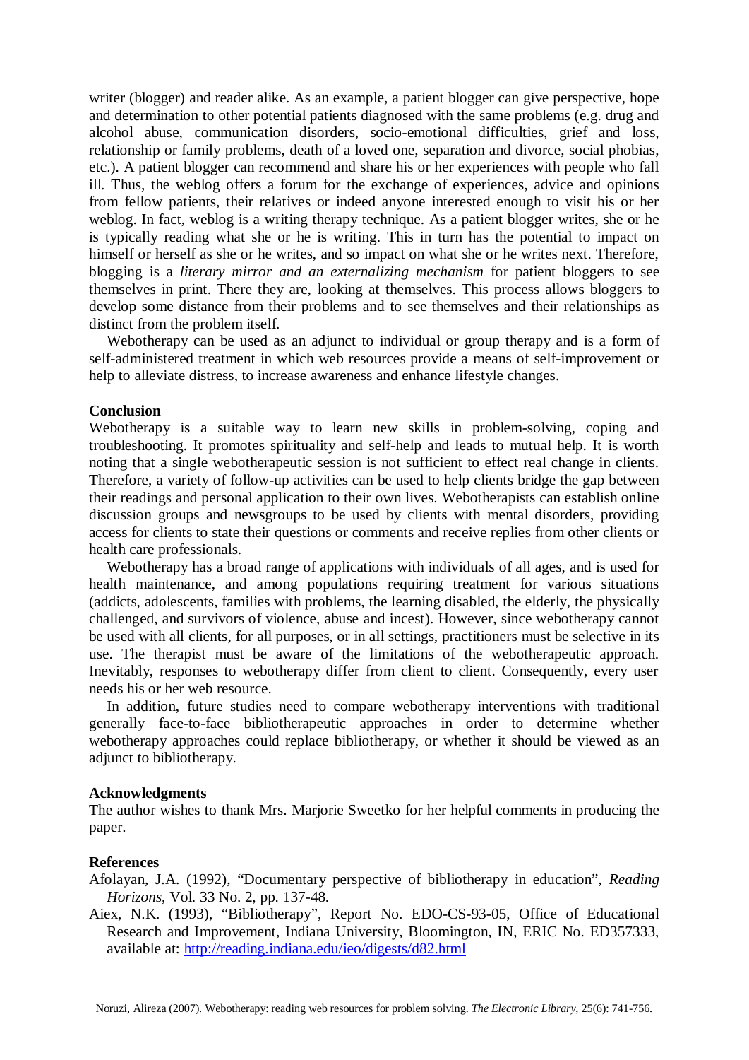writer (blogger) and reader alike. As an example, a patient blogger can give perspective, hope and determination to other potential patients diagnosed with the same problems (e.g. drug and alcohol abuse, communication disorders, socio-emotional difficulties, grief and loss, relationship or family problems, death of a loved one, separation and divorce, social phobias, etc.). A patient blogger can recommend and share his or her experiences with people who fall ill. Thus, the weblog offers a forum for the exchange of experiences, advice and opinions from fellow patients, their relatives or indeed anyone interested enough to visit his or her weblog. In fact, weblog is a writing therapy technique. As a patient blogger writes, she or he is typically reading what she or he is writing. This in turn has the potential to impact on himself or herself as she or he writes, and so impact on what she or he writes next. Therefore, blogging is a *literary mirror and an externalizing mechanism* for patient bloggers to see themselves in print. There they are, looking at themselves. This process allows bloggers to develop some distance from their problems and to see themselves and their relationships as distinct from the problem itself.

Webotherapy can be used as an adjunct to individual or group therapy and is a form of self-administered treatment in which web resources provide a means of self-improvement or help to alleviate distress, to increase awareness and enhance lifestyle changes.

## Conclusion

Webotherapy is a suitable way to learn new skills in problem-solving, coping and troubleshooting. It promotes spirituality and self-help and leads to mutual help. It is worth noting that a single webotherapeutic session is not sufficient to effect real change in clients. Therefore, a variety of follow-up activities can be used to help clients bridge the gap between their readings and personal application to their own lives. Webotherapists can establish online discussion groups and newsgroups to be used by clients with mental disorders, providing access for clients to state their questions or comments and receive replies from other clients or health care professionals.

Webotherapy has a broad range of applications with individuals of all ages, and is used for health maintenance, and among populations requiring treatment for various situations (addicts, adolescents, families with problems, the learning disabled, the elderly, the physically challenged, and survivors of violence, abuse and incest). However, since webotherapy cannot be used with all clients, for all purposes, or in all settings, practitioners must be selective in its use. The therapist must be aware of the limitations of the webotherapeutic approach. Inevitably, responses to webotherapy differ from client to client. Consequently, every user needs his or her web resource.

In addition, future studies need to compare webotherapy interventions with traditional generally face-to-face bibliotherapeutic approaches in order to determine whether webotherapy approaches could replace bibliotherapy, or whether it should be viewed as an adjunct to bibliotherapy.

## Acknowledgments

The author wishes to thank Mrs. Marjorie Sweetko for her helpful comments in producing the paper.

## References

Afolayan, J.A. (1992), "Documentary perspective of bibliotherapy in education", *Reading Horizons*, Vol. 33 No. 2, pp. 137-48.

Aiex, N.K. (1993), "Bibliotherapy", Report No. EDO-CS-93-05, Office of Educational Research and Improvement, Indiana University, Bloomington, IN, ERIC No. ED357333, available at: http://reading.indiana.edu/ieo/digests/d82.html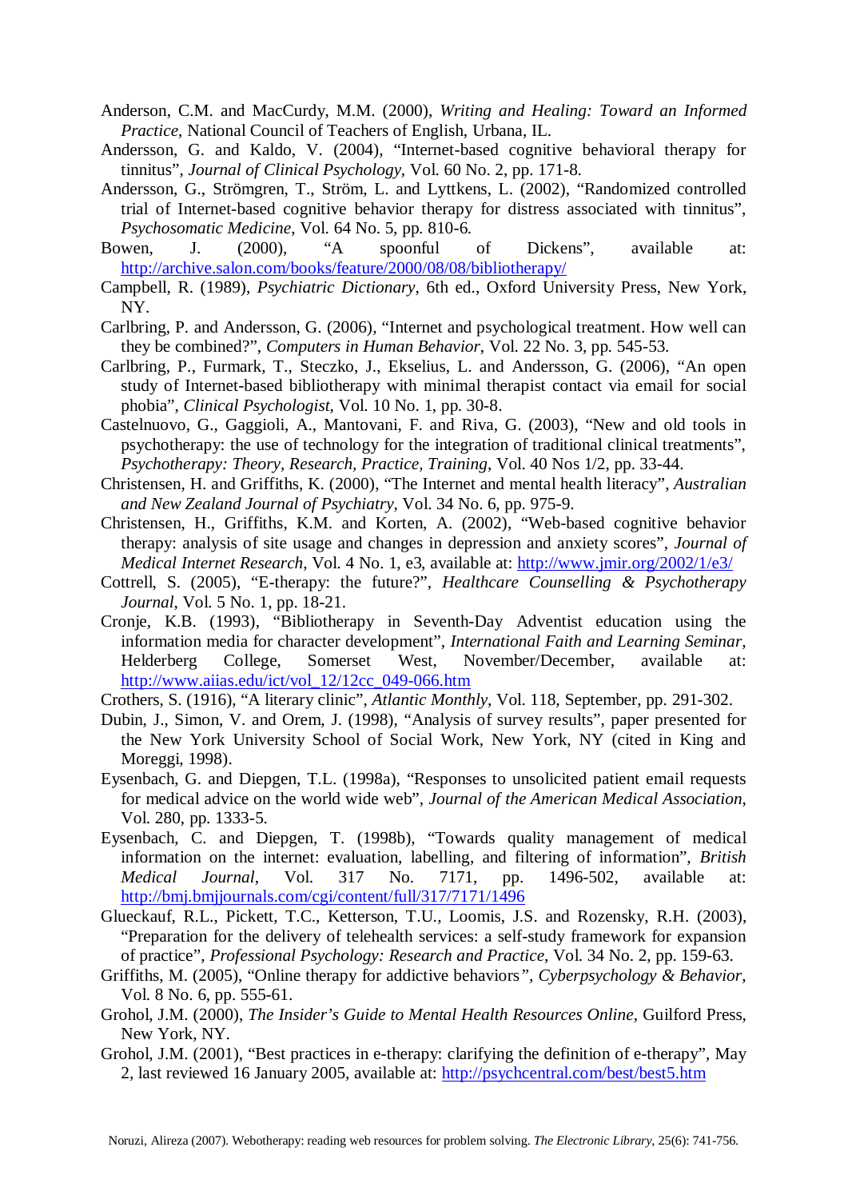Anderson, C.M. and MacCurdy, M.M. (2000), *Writing and Healing: Toward an Informed Practice*, National Council of Teachers of English, Urbana, IL.

Andersson, G. and Kaldo, V. (2004), "Internet-based cognitive behavioral therapy for tinnitus", *Journal of Clinical Psychology*, Vol. 60 No. 2, pp. 171-8.

Andersson, G., Strömgren, T., Ström, L. and Lyttkens, L. (2002), "Randomized controlled trial of Internet-based cognitive behavior therapy for distress associated with tinnitus", *Psychosomatic Medicine*, Vol. 64 No. 5, pp. 810-6.

Bowen, J. (2000), "A spoonful of Dickens", available at: http://archive.salon.com/books/feature/2000/08/08/bibliotherapy/

Campbell, R. (1989), *Psychiatric Dictionary*, 6th ed., Oxford University Press, New York, NY.

Carlbring, P. and Andersson, G. (2006), "Internet and psychological treatment. How well can they be combined?", *Computers in Human Behavior*, Vol. 22 No. 3, pp. 545-53.

Carlbring, P., Furmark, T., Steczko, J., Ekselius, L. and Andersson, G. (2006), "An open study of Internet-based bibliotherapy with minimal therapist contact via email for social phobia", *Clinical Psychologist*, Vol. 10 No. 1, pp. 30-8.

Castelnuovo, G., Gaggioli, A., Mantovani, F. and Riva, G. (2003), "New and old tools in psychotherapy: the use of technology for the integration of traditional clinical treatments", *Psychotherapy: Theory, Research, Practice, Training*, Vol. 40 Nos 1/2, pp. 33-44.

Christensen, H. and Griffiths, K. (2000), "The Internet and mental health literacy", *Australian and New Zealand Journal of Psychiatry*, Vol. 34 No. 6, pp. 975-9.

Christensen, H., Griffiths, K.M. and Korten, A. (2002), "Web-based cognitive behavior therapy: analysis of site usage and changes in depression and anxiety scores", *Journal of Medical Internet Research*, Vol. 4 No. 1, e3, available at: http://www.jmir.org/2002/1/e3/

Cottrell, S. (2005), "E-therapy: the future?", *Healthcare Counselling & Psychotherapy Journal*, Vol. 5 No. 1, pp. 18-21.

Cronje, K.B. (1993), "Bibliotherapy in Seventh-Day Adventist education using the information media for character development", *International Faith and Learning Seminar*, Helderberg College, Somerset West, November/December, available at: http://www.aiias.edu/ict/vol_12/12cc_049-066.htm

Crothers, S. (1916), "A literary clinic", *Atlantic Monthly*, Vol. 118, September, pp. 291-302.

Dubin, J., Simon, V. and Orem, J. (1998), "Analysis of survey results", paper presented for the New York University School of Social Work, New York, NY (cited in King and Moreggi, 1998).

Eysenbach, G. and Diepgen, T.L. (1998a), "Responses to unsolicited patient email requests for medical advice on the world wide web", *Journal of the American Medical Association*, Vol. 280, pp. 1333-5.

Eysenbach, C. and Diepgen, T. (1998b), "Towards quality management of medical information on the internet: evaluation, labelling, and filtering of information", *British Medical Journal*, Vol. 317 No. 7171, pp. 1496-502, available at: http://bmj.bmjjournals.com/cgi/content/full/317/7171/1496

Glueckauf, R.L., Pickett, T.C., Ketterson, T.U., Loomis, J.S. and Rozensky, R.H. (2003), "Preparation for the delivery of telehealth services: a self-study framework for expansion of practice", *Professional Psychology: Research and Practice*, Vol. 34 No. 2, pp. 159-63.

Griffiths, M. (2005), "Online therapy for addictive behaviors", *Cyberpsychology & Behavior*, Vol. 8 No. 6, pp. 555-61.

Grohol, J.M. (2000), *The Insider's Guide to Mental Health Resources Online*, Guilford Press, New York, NY.

Grohol, J.M. (2001), "Best practices in e-therapy: clarifying the definition of e-therapy", May 2, last reviewed 16 January 2005, available at: http://psychcentral.com/best/best5.htm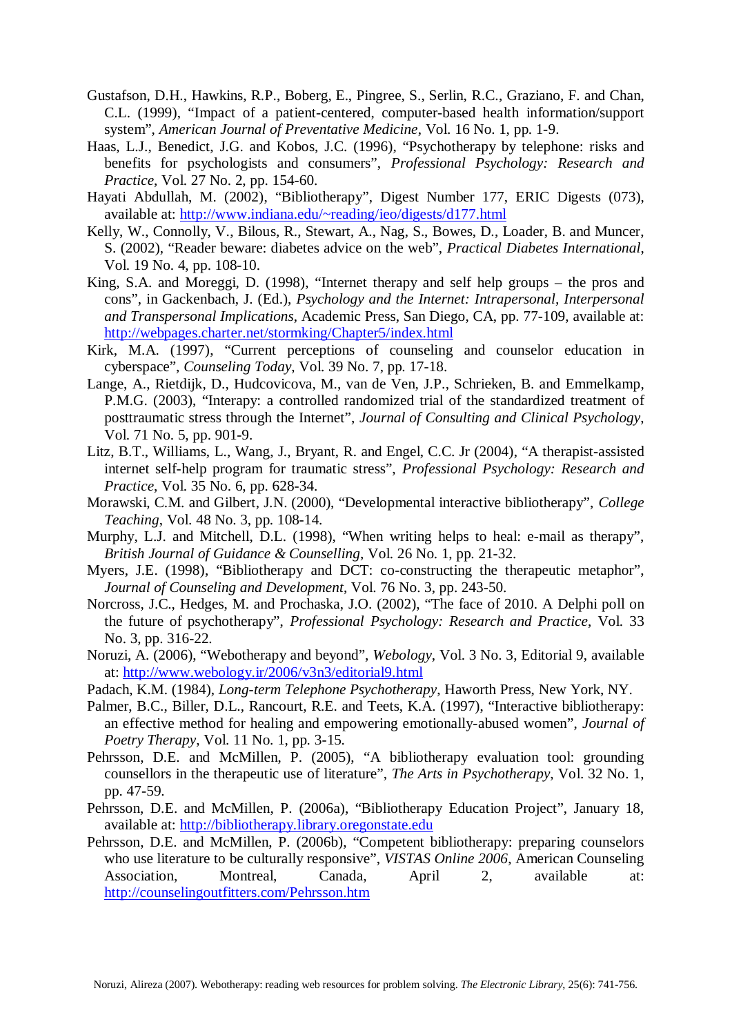Gustafson, D.H., Hawkins, R.P., Boberg, E., Pingree, S., Serlin, R.C., Graziano, F. and Chan, C.L. (1999), "Impact of a patient-centered, computer-based health information/support system", *American Journal of Preventative Medicine*, Vol. 16 No. 1, pp. 1-9.

Haas, L.J., Benedict, J.G. and Kobos, J.C. (1996), "Psychotherapy by telephone: risks and benefits for psychologists and consumers", *Professional Psychology: Research and Practice*, Vol. 27 No. 2, pp. 154-60.

Hayati Abdullah, M. (2002), "Bibliotherapy", Digest Number 177, ERIC Digests (073), available at: http://www.indiana.edu/~reading/ieo/digests/d177.html

Kelly, W., Connolly, V., Bilous, R., Stewart, A., Nag, S., Bowes, D., Loader, B. and Muncer, S. (2002), "Reader beware: diabetes advice on the web", *Practical Diabetes International*, Vol. 19 No. 4, pp. 108-10.

King, S.A. and Moreggi, D. (1998), "Internet therapy and self help groups – the pros and cons", in Gackenbach, J. (Ed.), *Psychology and the Internet: Intrapersonal, Interpersonal and Transpersonal Implications*, Academic Press, San Diego, CA, pp. 77-109, available at: http://webpages.charter.net/stormking/Chapter5/index.html

Kirk, M.A. (1997), "Current perceptions of counseling and counselor education in cyberspace", *Counseling Today*, Vol. 39 No. 7, pp. 17-18.

Lange, A., Rietdijk, D., Hudcovicova, M., van de Ven, J.P., Schrieken, B. and Emmelkamp, P.M.G. (2003), "Interapy: a controlled randomized trial of the standardized treatment of posttraumatic stress through the Internet", *Journal of Consulting and Clinical Psychology*, Vol. 71 No. 5, pp. 901-9.

Litz, B.T., Williams, L., Wang, J., Bryant, R. and Engel, C.C. Jr (2004), "A therapist-assisted internet self-help program for traumatic stress", *Professional Psychology: Research and Practice*, Vol. 35 No. 6, pp. 628-34.

Morawski, C.M. and Gilbert, J.N. (2000), "Developmental interactive bibliotherapy", *College Teaching*, Vol. 48 No. 3, pp. 108-14.

Murphy, L.J. and Mitchell, D.L. (1998), "When writing helps to heal: e-mail as therapy", *British Journal of Guidance & Counselling*, Vol. 26 No. 1, pp. 21-32.

Myers, J.E. (1998), "Bibliotherapy and DCT: co-constructing the therapeutic metaphor", *Journal of Counseling and Development*, Vol. 76 No. 3, pp. 243-50.

Norcross, J.C., Hedges, M. and Prochaska, J.O. (2002), "The face of 2010. A Delphi poll on the future of psychotherapy", *Professional Psychology: Research and Practice*, Vol. 33 No. 3, pp. 316-22.

Noruzi, A. (2006), "Webotherapy and beyond", *Webology*, Vol. 3 No. 3, Editorial 9, available at: http://www.webology.ir/2006/v3n3/editorial9.html

Padach, K.M. (1984), *Long-term Telephone Psychotherapy*, Haworth Press, New York, NY.

Palmer, B.C., Biller, D.L., Rancourt, R.E. and Teets, K.A. (1997), "Interactive bibliotherapy: an effective method for healing and empowering emotionally-abused women", *Journal of Poetry Therapy*, Vol. 11 No. 1, pp. 3-15.

Pehrsson, D.E. and McMillen, P. (2005), "A bibliotherapy evaluation tool: grounding counsellors in the therapeutic use of literature", *The Arts in Psychotherapy*, Vol. 32 No. 1, pp. 47-59.

Pehrsson, D.E. and McMillen, P. (2006a), "Bibliotherapy Education Project", January 18, available at: http://bibliotherapy.library.oregonstate.edu

Pehrsson, D.E. and McMillen, P. (2006b), "Competent bibliotherapy: preparing counselors who use literature to be culturally responsive", *VISTAS Online 2006*, American Counseling Association, Montreal, Canada, April 2, available at: http://counselingoutfitters.com/Pehrsson.htm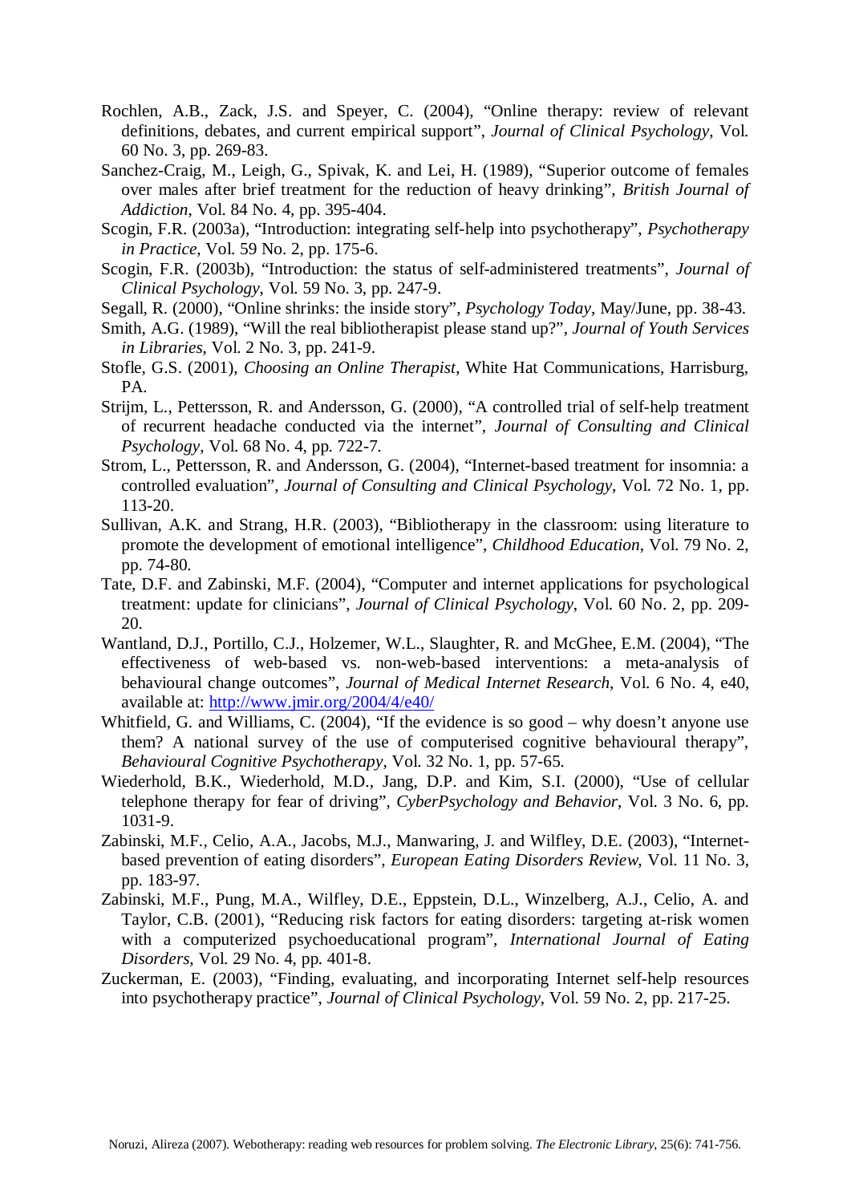Rochlen, A.B., Zack, J.S. and Speyer, C. (2004), "Online therapy: review of relevant definitions, debates, and current empirical support", *Journal of Clinical Psychology*, Vol. 60 No. 3, pp. 269-83.

Sanchez-Craig, M., Leigh, G., Spivak, K. and Lei, H. (1989), "Superior outcome of females over males after brief treatment for the reduction of heavy drinking", *British Journal of Addiction*, Vol. 84 No. 4, pp. 395-404.

Scogin, F.R. (2003a), "Introduction: integrating self-help into psychotherapy", *Psychotherapy in Practice*, Vol. 59 No. 2, pp. 175-6.

Scogin, F.R. (2003b), "Introduction: the status of self-administered treatments", *Journal of Clinical Psychology*, Vol. 59 No. 3, pp. 247-9.

Segall, R. (2000), "Online shrinks: the inside story", *Psychology Today*, May/June, pp. 38-43.

Smith, A.G. (1989), "Will the real bibliotherapist please stand up?", *Journal of Youth Services in Libraries*, Vol. 2 No. 3, pp. 241-9.

Stofle, G.S. (2001), *Choosing an Online Therapist*, White Hat Communications, Harrisburg, PA.

Strijm, L., Pettersson, R. and Andersson, G. (2000), "A controlled trial of self-help treatment of recurrent headache conducted via the internet", *Journal of Consulting and Clinical Psychology*, Vol. 68 No. 4, pp. 722-7.

Strom, L., Pettersson, R. and Andersson, G. (2004), "Internet-based treatment for insomnia: a controlled evaluation", *Journal of Consulting and Clinical Psychology*, Vol. 72 No. 1, pp. 113-20.

Sullivan, A.K. and Strang, H.R. (2003), "Bibliotherapy in the classroom: using literature to promote the development of emotional intelligence", *Childhood Education*, Vol. 79 No. 2, pp. 74-80.

Tate, D.F. and Zabinski, M.F. (2004), "Computer and internet applications for psychological treatment: update for clinicians", *Journal of Clinical Psychology*, Vol. 60 No. 2, pp. 209-20.

Wantland, D.J., Portillo, C.J., Holzemer, W.L., Slaughter, R. and McGhee, E.M. (2004), "The effectiveness of web-based vs. non-web-based interventions: a meta-analysis of behavioural change outcomes", *Journal of Medical Internet Research*, Vol. 6 No. 4, e40, available at: http://www.jmir.org/2004/4/e40/

Whitfield, G. and Williams, C. (2004), "If the evidence is so good – why doesn't anyone use them? A national survey of the use of computerised cognitive behavioural therapy", *Behavioural Cognitive Psychotherapy*, Vol. 32 No. 1, pp. 57-65.

Wiederhold, B.K., Wiederhold, M.D., Jang, D.P. and Kim, S.I. (2000), "Use of cellular telephone therapy for fear of driving", *CyberPsychology and Behavior*, Vol. 3 No. 6, pp. 1031-9.

Zabinski, M.F., Celio, A.A., Jacobs, M.J., Manwaring, J. and Wilfley, D.E. (2003), "Internet-based prevention of eating disorders", *European Eating Disorders Review*, Vol. 11 No. 3, pp. 183-97.

Zabinski, M.F., Pung, M.A., Wilfley, D.E., Eppstein, D.L., Winzelberg, A.J., Celio, A. and Taylor, C.B. (2001), "Reducing risk factors for eating disorders: targeting at-risk women with a computerized psychoeducational program", *International Journal of Eating Disorders*, Vol. 29 No. 4, pp. 401-8.

Zuckerman, E. (2003), "Finding, evaluating, and incorporating Internet self-help resources into psychotherapy practice", *Journal of Clinical Psychology*, Vol. 59 No. 2, pp. 217-25.